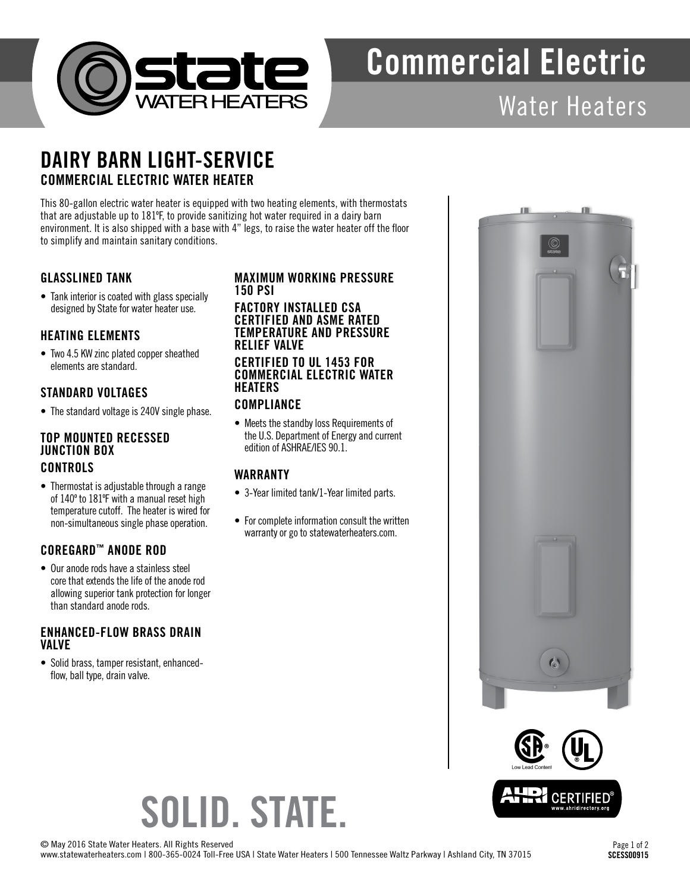# Commercial Electric

## Water Heaters

## DAIRY BARN LIGHT-SERVICE

### COMMERCIAL ELECTRIC WATER HEATER

This 80-gallon electric water heater is equipped with two heating elements, with thermostats that are adjustable up to 181ºF, to provide sanitizing hot water required in a dairy barn environment. It is also shipped with a base with 4" legs, to raise the water heater off the floor to simplify and maintain sanitary conditions.

### GLASSLINED TANK

- Tank interior is coated with glass specially designed by State for water heater use.

### HEATING ELEMENTS

- Two 4.5 KW zinc plated copper sheathed elements are standard.

### STANDARD VOLTAGES

- The standard voltage is 240V single phase.

### TOP MOUNTED RECESSED JUNCTION BOX

### CONTROLS

- Thermostat is adjustable through a range of 140º to 181ºF with a manual reset high temperature cutoff. The heater is wired for non-simultaneous single phase operation.

### COREGARD™ ANODE ROD

- Our anode rods have a stainless steel core that extends the life of the anode rod allowing superior tank protection for longer than standard anode rods.

### ENHANCED-FLOW BRASS DRAIN VALVE

- Solid brass, tamper resistant, enhanced-flow, ball type, drain valve.

### MAXIMUM WORKING PRESSURE 150 PSI

### FACTORY INSTALLED CSA CERTIFIED AND ASME RATED TEMPERATURE AND PRESSURE RELIEF VALVE

### CERTIFIED TO UL 1453 FOR COMMERCIAL ELECTRIC WATER HEATERS

### COMPLIANCE

- Meets the standby loss Requirements of the U.S. Department of Energy and current edition of ASHRAE/IES 90.1.

### WARRANTY

- 3-Year limited tank/1-Year limited parts.
- For complete information consult the written warranty or go to statewaterheaters.com.

Low Lead Content

AHRI CERTIFIED® www.ahridirectory.org

# SOLID. STATE.

© May 2016 State Water Heaters. All Rights Reserved
www.statewaterheaters.com | 800-365-0024 Toll-Free USA | State Water Heaters | 500 Tennessee Waltz Parkway | Ashland City, TN 37015

SCESS00915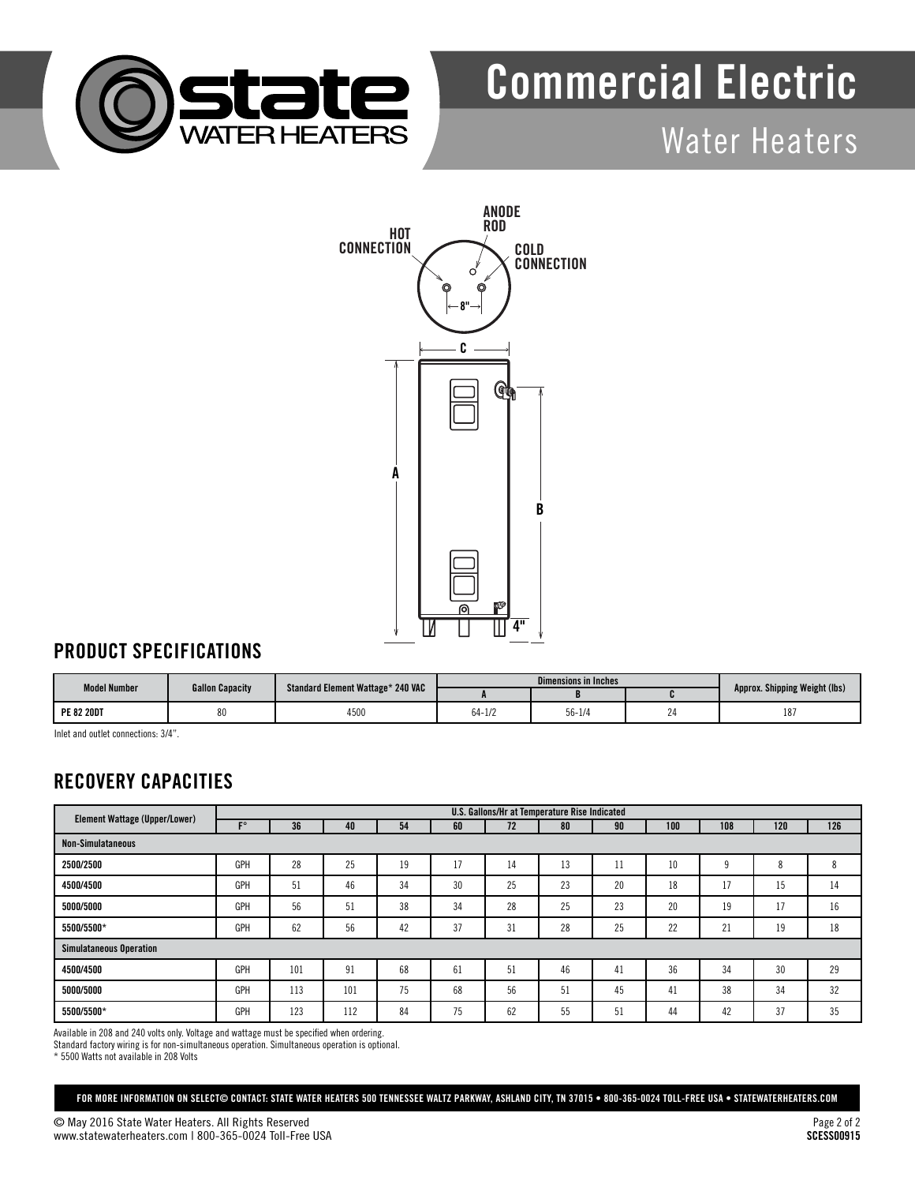# Commercial Electric

## Water Heaters

HOT CONNECTION

ANODE ROD

COLD CONNECTION

8"

C

A

B

4"

## PRODUCT SPECIFICATIONS

| Model Number | Gallon Capacity | Standard Element Wattage* 240 VAC | Dimensions in Inches | | | Approx. Shipping Weight (lbs) |
|---|---|---|---|---|---|---|
| | | | A | B | C | |
| PE 82 20DT | 80 | 4500 | 64-1/2 | 56-1/4 | 24 | 187 |

Inlet and outlet connections: 3/4".

## RECOVERY CAPACITIES

| Element Wattage (Upper/Lower) | U.S. Gallons/Hr at Temperature Rise Indicated | | | | | | | | | | | |
|---|---|---|---|---|---|---|---|---|---|---|---|---|
| | F° | 36 | 40 | 54 | 60 | 72 | 80 | 90 | 100 | 108 | 120 | 126 |
| **Non-Simulataneous** | | | | | | | | | | | | |
| 2500/2500 | GPH | 28 | 25 | 19 | 17 | 14 | 13 | 11 | 10 | 9 | 8 | 8 |
| 4500/4500 | GPH | 51 | 46 | 34 | 30 | 25 | 23 | 20 | 18 | 17 | 15 | 14 |
| 5000/5000 | GPH | 56 | 51 | 38 | 34 | 28 | 25 | 23 | 20 | 19 | 17 | 16 |
| 5500/5500* | GPH | 62 | 56 | 42 | 37 | 31 | 28 | 25 | 22 | 21 | 19 | 18 |
| **Simulataneous Operation** | | | | | | | | | | | | |
| 4500/4500 | GPH | 101 | 91 | 68 | 61 | 51 | 46 | 41 | 36 | 34 | 30 | 29 |
| 5000/5000 | GPH | 113 | 101 | 75 | 68 | 56 | 51 | 45 | 41 | 38 | 34 | 32 |
| 5500/5500* | GPH | 123 | 112 | 84 | 75 | 62 | 55 | 51 | 44 | 42 | 37 | 35 |

Available in 208 and 240 volts only. Voltage and wattage must be specified when ordering.
Standard factory wiring is for non-simultaneous operation. Simultaneous operation is optional.
* 5500 Watts not available in 208 Volts

FOR MORE INFORMATION ON SELECT© CONTACT: STATE WATER HEATERS 500 TENNESSEE WALTZ PARKWAY, ASHLAND CITY, TN 37015 • 800-365-0024 TOLL-FREE USA • STATEWATERHEATERS.COM

© May 2016 State Water Heaters. All Rights Reserved
www.statewaterheaters.com | 800-365-0024 Toll-Free USA

SCESS00915